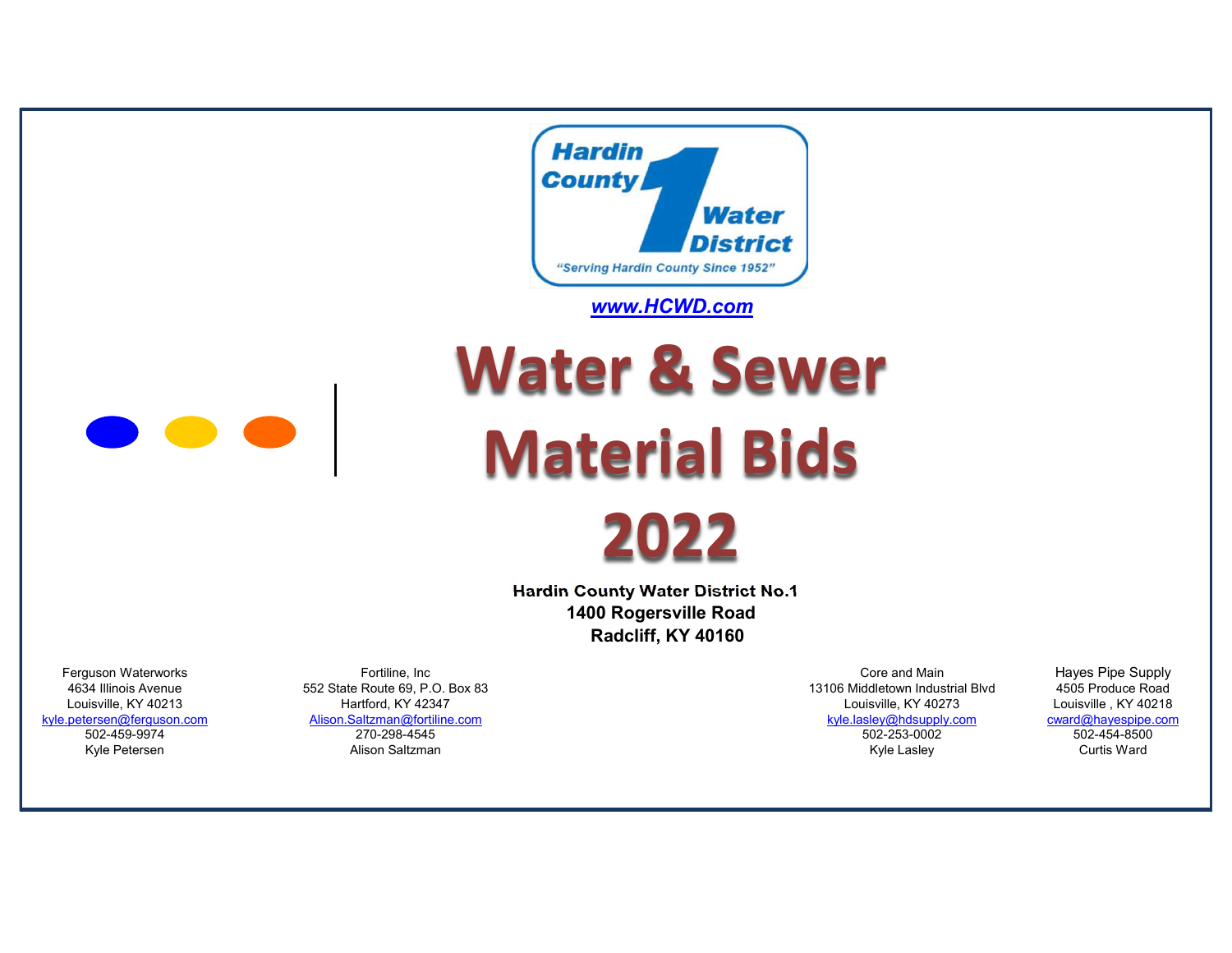Hardin County 1 Water District

"Serving Hardin County Since 1952"

[www.HCWD.com](http://www.HCWD.com)

# Water & Sewer Material Bids 2022

**Hardin County Water District No.1**
**1400 Rogersville Road**
**Radcliff, KY 40160**

| Ferguson Waterworks | Fortiline, Inc | Core and Main | Hayes Pipe Supply |
|---|---|---|---|
| 4634 Illinois Avenue | 552 State Route 69, P.O. Box 83 | 13106 Middletown Industrial Blvd | 4505 Produce Road |
| Louisville, KY 40213 | Hartford, KY 42347 | Louisville, KY 40273 | Louisville , KY 40218 |
| kyle.petersen@ferguson.com | Alison.Saltzman@fortiline.com | kyle.lasley@hdsupply.com | cward@hayespipe.com |
| 502-459-9974 | 270-298-4545 | 502-253-0002 | 502-454-8500 |
| Kyle Petersen | Alison Saltzman | Kyle Lasley | Curtis Ward |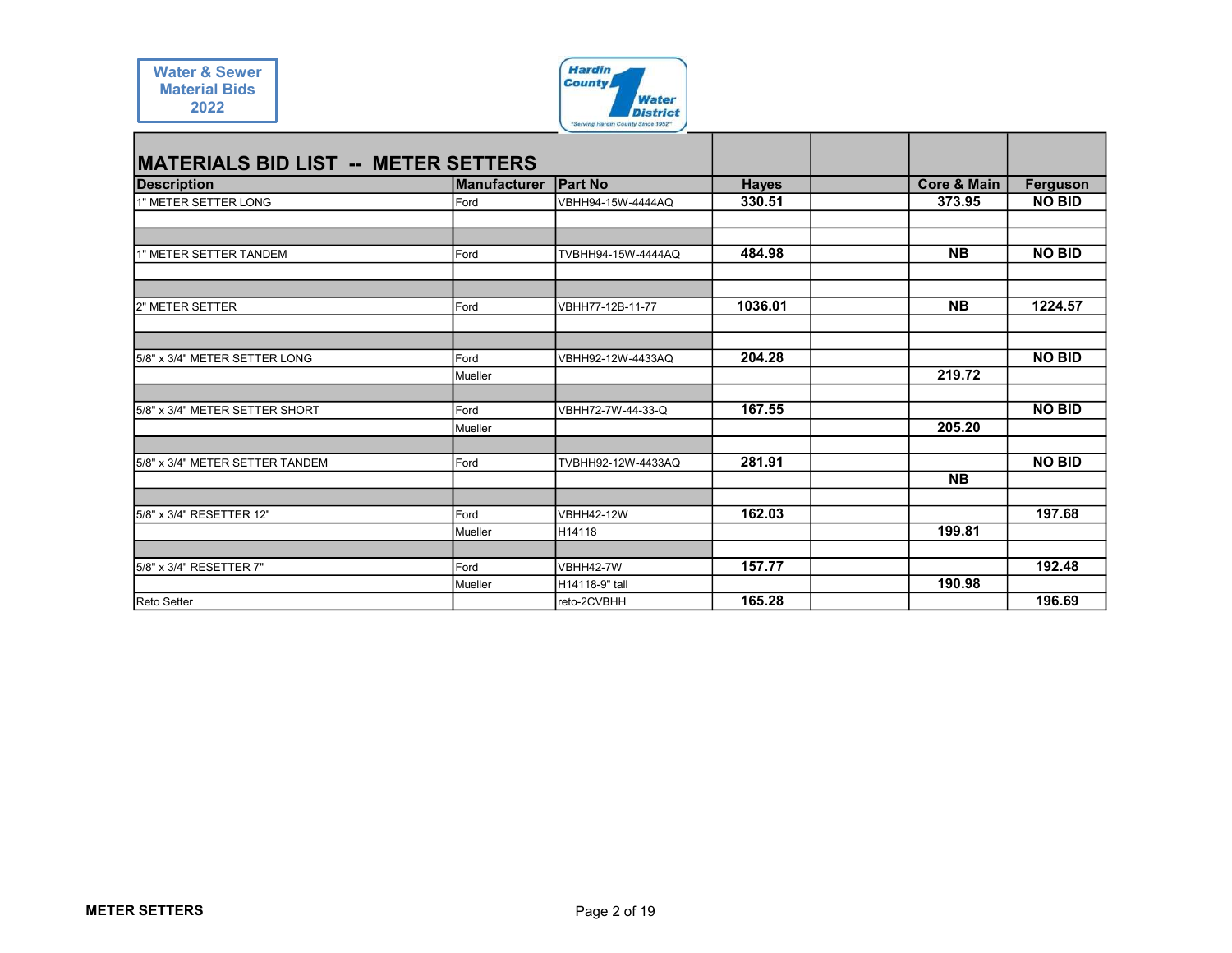Water & Sewer Material Bids 2022

Hardin County Water District 1 — "Serving Hardin County Since 1952"

## MATERIALS BID LIST -- METER SETTERS

| Description | Manufacturer | Part No | Hayes | | Core & Main | Ferguson |
|---|---|---|---|---|---|---|
| 1" METER SETTER LONG | Ford | VBHH94-15W-4444AQ | 330.51 | | 373.95 | NO BID |
| | | | | | | |
| | | | | | | |
| 1" METER SETTER TANDEM | Ford | TVBHH94-15W-4444AQ | 484.98 | | NB | NO BID |
| | | | | | | |
| | | | | | | |
| 2" METER SETTER | Ford | VBHH77-12B-11-77 | 1036.01 | | NB | 1224.57 |
| | | | | | | |
| | | | | | | |
| 5/8" x 3/4" METER SETTER LONG | Ford | VBHH92-12W-4433AQ | 204.28 | | | NO BID |
| | Mueller | | | | 219.72 | |
| | | | | | | |
| 5/8" x 3/4" METER SETTER SHORT | Ford | VBHH72-7W-44-33-Q | 167.55 | | | NO BID |
| | Mueller | | | | 205.20 | |
| | | | | | | |
| 5/8" x 3/4" METER SETTER TANDEM | Ford | TVBHH92-12W-4433AQ | 281.91 | | | NO BID |
| | | | | | NB | |
| | | | | | | |
| 5/8" x 3/4" RESETTER 12" | Ford | VBHH42-12W | 162.03 | | | 197.68 |
| | Mueller | H14118 | | | 199.81 | |
| | | | | | | |
| 5/8" x 3/4" RESETTER 7" | Ford | VBHH42-7W | 157.77 | | | 192.48 |
| | Mueller | H14118-9" tall | | | 190.98 | |
| Reto Setter | | reto-2CVBHH | 165.28 | | | 196.69 |

METER SETTERS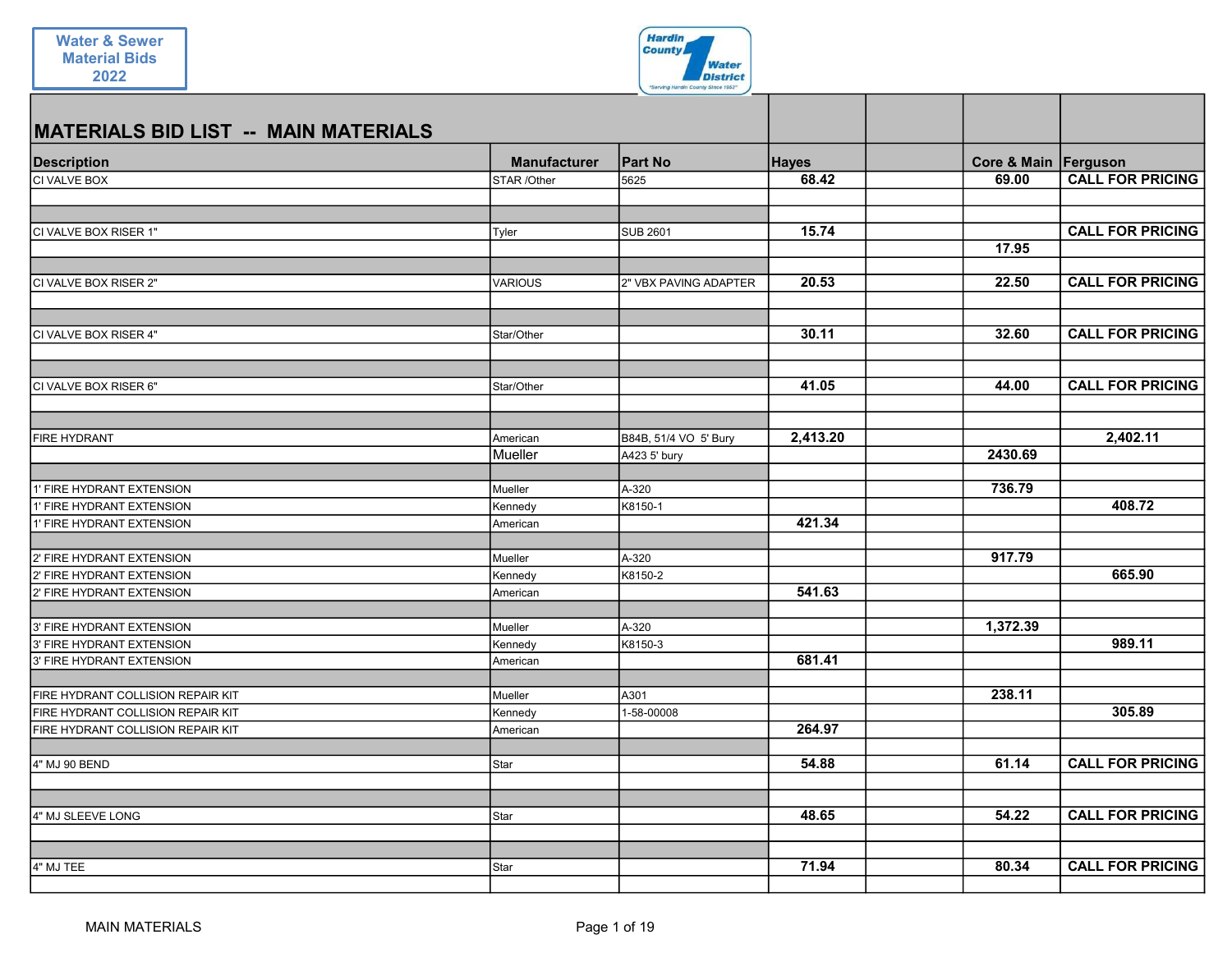Water & Sewer Material Bids 2022

Hardin County Water District 1 — "Serving Hardin County Since 1952"

## MATERIALS BID LIST -- MAIN MATERIALS

| Description | Manufacturer | Part No | Hayes | | Core & Main | Ferguson |
|---|---|---|---|---|---|---|
| CI VALVE BOX | STAR /Other | 5625 | 68.42 | | 69.00 | CALL FOR PRICING |
| | | | | | | |
| | | | | | | |
| CI VALVE BOX RISER 1" | Tyler | SUB 2601 | 15.74 | | | CALL FOR PRICING |
| | | | | | 17.95 | |
| | | | | | | |
| CI VALVE BOX RISER 2" | VARIOUS | 2" VBX PAVING ADAPTER | 20.53 | | 22.50 | CALL FOR PRICING |
| | | | | | | |
| | | | | | | |
| CI VALVE BOX RISER 4" | Star/Other | | 30.11 | | 32.60 | CALL FOR PRICING |
| | | | | | | |
| | | | | | | |
| CI VALVE BOX RISER 6" | Star/Other | | 41.05 | | 44.00 | CALL FOR PRICING |
| | | | | | | |
| | | | | | | |
| FIRE HYDRANT | American | B84B, 51/4 VO 5' Bury | 2,413.20 | | | 2,402.11 |
| | Mueller | A423 5' bury | | | 2430.69 | |
| | | | | | | |
| 1' FIRE HYDRANT EXTENSION | Mueller | A-320 | | | 736.79 | |
| 1' FIRE HYDRANT EXTENSION | Kennedy | K8150-1 | | | | 408.72 |
| 1' FIRE HYDRANT EXTENSION | American | | 421.34 | | | |
| | | | | | | |
| 2' FIRE HYDRANT EXTENSION | Mueller | A-320 | | | 917.79 | |
| 2' FIRE HYDRANT EXTENSION | Kennedy | K8150-2 | | | | 665.90 |
| 2' FIRE HYDRANT EXTENSION | American | | 541.63 | | | |
| | | | | | | |
| 3' FIRE HYDRANT EXTENSION | Mueller | A-320 | | | 1,372.39 | |
| 3' FIRE HYDRANT EXTENSION | Kennedy | K8150-3 | | | | 989.11 |
| 3' FIRE HYDRANT EXTENSION | American | | 681.41 | | | |
| | | | | | | |
| FIRE HYDRANT COLLISION REPAIR KIT | Mueller | A301 | | | 238.11 | |
| FIRE HYDRANT COLLISION REPAIR KIT | Kennedy | 1-58-00008 | | | | 305.89 |
| FIRE HYDRANT COLLISION REPAIR KIT | American | | 264.97 | | | |
| | | | | | | |
| 4" MJ 90 BEND | Star | | 54.88 | | 61.14 | CALL FOR PRICING |
| | | | | | | |
| | | | | | | |
| 4" MJ SLEEVE LONG | Star | | 48.65 | | 54.22 | CALL FOR PRICING |
| | | | | | | |
| | | | | | | |
| 4" MJ TEE | Star | | 71.94 | | 80.34 | CALL FOR PRICING |
| | | | | | | |

MAIN MATERIALS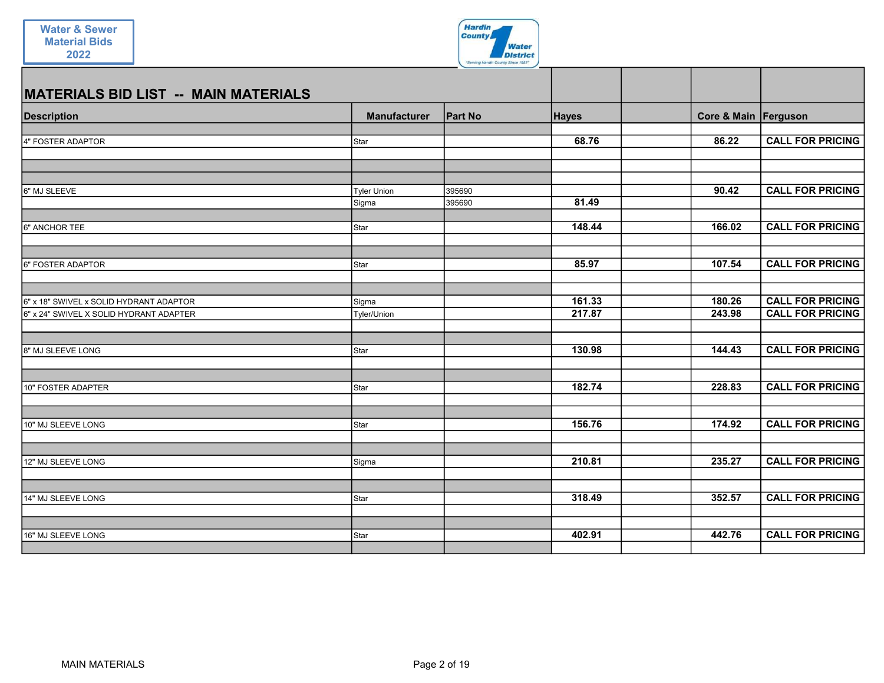Water & Sewer Material Bids 2022

Hardin County Water District "Serving Hardin County Since 1952"

## MATERIALS BID LIST -- MAIN MATERIALS

| Description | Manufacturer | Part No | Hayes | | Core & Main | Ferguson |
|---|---|---|---|---|---|---|
| 4" FOSTER ADAPTOR | Star | | 68.76 | | 86.22 | CALL FOR PRICING |
| 6" MJ SLEEVE | Tyler Union | 395690 | | | 90.42 | CALL FOR PRICING |
| | Sigma | 395690 | 81.49 | | | |
| 6" ANCHOR TEE | Star | | 148.44 | | 166.02 | CALL FOR PRICING |
| 6" FOSTER ADAPTOR | Star | | 85.97 | | 107.54 | CALL FOR PRICING |
| 6" x 18" SWIVEL x SOLID HYDRANT ADAPTOR | Sigma | | 161.33 | | 180.26 | CALL FOR PRICING |
| 6" x 24" SWIVEL X SOLID HYDRANT ADAPTER | Tyler/Union | | 217.87 | | 243.98 | CALL FOR PRICING |
| 8" MJ SLEEVE LONG | Star | | 130.98 | | 144.43 | CALL FOR PRICING |
| 10" FOSTER ADAPTER | Star | | 182.74 | | 228.83 | CALL FOR PRICING |
| 10" MJ SLEEVE LONG | Star | | 156.76 | | 174.92 | CALL FOR PRICING |
| 12" MJ SLEEVE LONG | Sigma | | 210.81 | | 235.27 | CALL FOR PRICING |
| 14" MJ SLEEVE LONG | Star | | 318.49 | | 352.57 | CALL FOR PRICING |
| 16" MJ SLEEVE LONG | Star | | 402.91 | | 442.76 | CALL FOR PRICING |

MAIN MATERIALS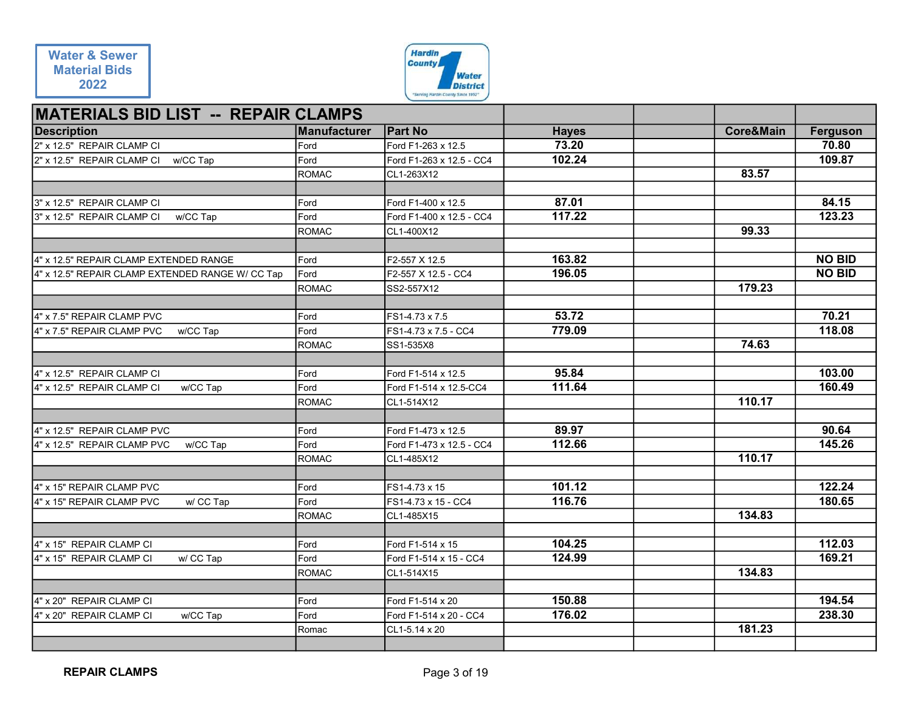Water & Sewer Material Bids 2022

Hardin County Water District 1 — "Serving Hardin County Since 1952"

| MATERIALS BID LIST -- REPAIR CLAMPS | | | | | | |
|---|---|---|---|---|---|---|
| **Description** | **Manufacturer** | **Part No** | **Hayes** | | **Core&Main** | **Ferguson** |
| 2" x 12.5" REPAIR CLAMP CI | Ford | Ford F1-263 x 12.5 | 73.20 | | | 70.80 |
| 2" x 12.5" REPAIR CLAMP CI w/CC Tap | Ford | Ford F1-263 x 12.5 - CC4 | 102.24 | | | 109.87 |
| | ROMAC | CL1-263X12 | | | 83.57 | |
| | | | | | | |
| 3" x 12.5" REPAIR CLAMP CI | Ford | Ford F1-400 x 12.5 | 87.01 | | | 84.15 |
| 3" x 12.5" REPAIR CLAMP CI w/CC Tap | Ford | Ford F1-400 x 12.5 - CC4 | 117.22 | | | 123.23 |
| | ROMAC | CL1-400X12 | | | 99.33 | |
| | | | | | | |
| 4" x 12.5" REPAIR CLAMP EXTENDED RANGE | Ford | F2-557 X 12.5 | 163.82 | | | NO BID |
| 4" x 12.5" REPAIR CLAMP EXTENDED RANGE W/ CC Tap | Ford | F2-557 X 12.5 - CC4 | 196.05 | | | NO BID |
| | ROMAC | SS2-557X12 | | | 179.23 | |
| | | | | | | |
| 4" x 7.5" REPAIR CLAMP PVC | Ford | FS1-4.73 x 7.5 | 53.72 | | | 70.21 |
| 4" x 7.5" REPAIR CLAMP PVC w/CC Tap | Ford | FS1-4.73 x 7.5 - CC4 | 779.09 | | | 118.08 |
| | ROMAC | SS1-535X8 | | | 74.63 | |
| | | | | | | |
| 4" x 12.5" REPAIR CLAMP CI | Ford | Ford F1-514 x 12.5 | 95.84 | | | 103.00 |
| 4" x 12.5" REPAIR CLAMP CI w/CC Tap | Ford | Ford F1-514 x 12.5-CC4 | 111.64 | | | 160.49 |
| | ROMAC | CL1-514X12 | | | 110.17 | |
| | | | | | | |
| 4" x 12.5" REPAIR CLAMP PVC | Ford | Ford F1-473 x 12.5 | 89.97 | | | 90.64 |
| 4" x 12.5" REPAIR CLAMP PVC w/CC Tap | Ford | Ford F1-473 x 12.5 - CC4 | 112.66 | | | 145.26 |
| | ROMAC | CL1-485X12 | | | 110.17 | |
| | | | | | | |
| 4" x 15" REPAIR CLAMP PVC | Ford | FS1-4.73 x 15 | 101.12 | | | 122.24 |
| 4" x 15" REPAIR CLAMP PVC w/ CC Tap | Ford | FS1-4.73 x 15 - CC4 | 116.76 | | | 180.65 |
| | ROMAC | CL1-485X15 | | | 134.83 | |
| | | | | | | |
| 4" x 15" REPAIR CLAMP CI | Ford | Ford F1-514 x 15 | 104.25 | | | 112.03 |
| 4" x 15" REPAIR CLAMP CI w/ CC Tap | Ford | Ford F1-514 x 15 - CC4 | 124.99 | | | 169.21 |
| | ROMAC | CL1-514X15 | | | 134.83 | |
| | | | | | | |
| 4" x 20" REPAIR CLAMP CI | Ford | Ford F1-514 x 20 | 150.88 | | | 194.54 |
| 4" x 20" REPAIR CLAMP CI w/CC Tap | Ford | Ford F1-514 x 20 - CC4 | 176.02 | | | 238.30 |
| | Romac | CL1-5.14 x 20 | | | 181.23 | |
| | | | | | | |

**REPAIR CLAMPS**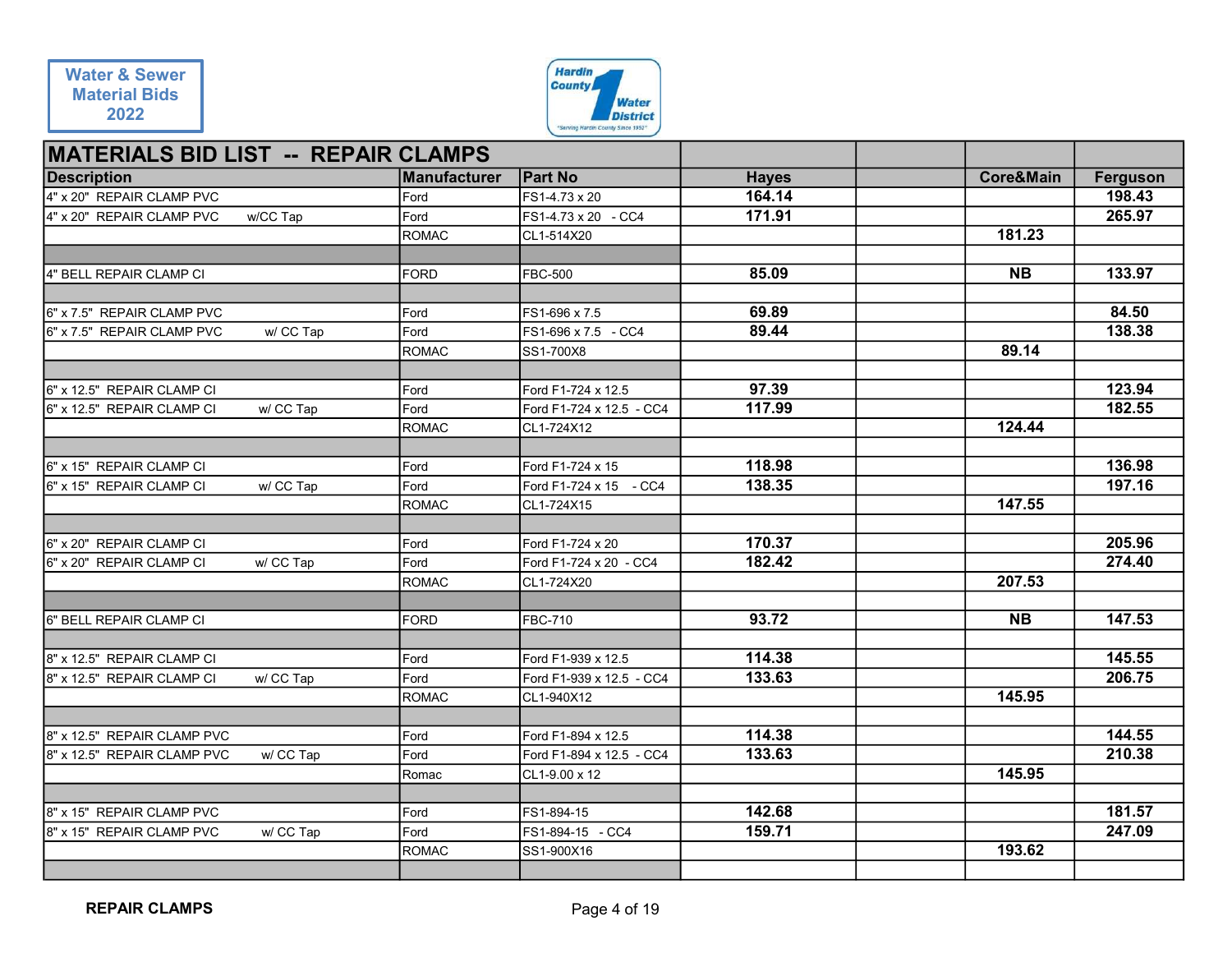Water & Sewer Material Bids 2022

Hardin County Water District 1 "Serving Hardin County Since 1952"

# MATERIALS BID LIST -- REPAIR CLAMPS

| Description | Manufacturer | Part No | Hayes | | Core&Main | Ferguson |
|---|---|---|---|---|---|---|
| 4" x 20" REPAIR CLAMP PVC | Ford | FS1-4.73 x 20 | 164.14 | | | 198.43 |
| 4" x 20" REPAIR CLAMP PVC w/CC Tap | Ford | FS1-4.73 x 20 - CC4 | 171.91 | | | 265.97 |
| | ROMAC | CL1-514X20 | | | 181.23 | |
| | | | | | | |
| 4" BELL REPAIR CLAMP CI | FORD | FBC-500 | 85.09 | | NB | 133.97 |
| | | | | | | |
| 6" x 7.5" REPAIR CLAMP PVC | Ford | FS1-696 x 7.5 | 69.89 | | | 84.50 |
| 6" x 7.5" REPAIR CLAMP PVC w/ CC Tap | Ford | FS1-696 x 7.5 - CC4 | 89.44 | | | 138.38 |
| | ROMAC | SS1-700X8 | | | 89.14 | |
| | | | | | | |
| 6" x 12.5" REPAIR CLAMP CI | Ford | Ford F1-724 x 12.5 | 97.39 | | | 123.94 |
| 6" x 12.5" REPAIR CLAMP CI w/ CC Tap | Ford | Ford F1-724 x 12.5 - CC4 | 117.99 | | | 182.55 |
| | ROMAC | CL1-724X12 | | | 124.44 | |
| | | | | | | |
| 6" x 15" REPAIR CLAMP CI | Ford | Ford F1-724 x 15 | 118.98 | | | 136.98 |
| 6" x 15" REPAIR CLAMP CI w/ CC Tap | Ford | Ford F1-724 x 15 - CC4 | 138.35 | | | 197.16 |
| | ROMAC | CL1-724X15 | | | 147.55 | |
| | | | | | | |
| 6" x 20" REPAIR CLAMP CI | Ford | Ford F1-724 x 20 | 170.37 | | | 205.96 |
| 6" x 20" REPAIR CLAMP CI w/ CC Tap | Ford | Ford F1-724 x 20 - CC4 | 182.42 | | | 274.40 |
| | ROMAC | CL1-724X20 | | | 207.53 | |
| | | | | | | |
| 6" BELL REPAIR CLAMP CI | FORD | FBC-710 | 93.72 | | NB | 147.53 |
| | | | | | | |
| 8" x 12.5" REPAIR CLAMP CI | Ford | Ford F1-939 x 12.5 | 114.38 | | | 145.55 |
| 8" x 12.5" REPAIR CLAMP CI w/ CC Tap | Ford | Ford F1-939 x 12.5 - CC4 | 133.63 | | | 206.75 |
| | ROMAC | CL1-940X12 | | | 145.95 | |
| | | | | | | |
| 8" x 12.5" REPAIR CLAMP PVC | Ford | Ford F1-894 x 12.5 | 114.38 | | | 144.55 |
| 8" x 12.5" REPAIR CLAMP PVC w/ CC Tap | Ford | Ford F1-894 x 12.5 - CC4 | 133.63 | | | 210.38 |
| | Romac | CL1-9.00 x 12 | | | 145.95 | |
| | | | | | | |
| 8" x 15" REPAIR CLAMP PVC | Ford | FS1-894-15 | 142.68 | | | 181.57 |
| 8" x 15" REPAIR CLAMP PVC w/ CC Tap | Ford | FS1-894-15 - CC4 | 159.71 | | | 247.09 |
| | ROMAC | SS1-900X16 | | | 193.62 | |
| | | | | | | |

REPAIR CLAMPS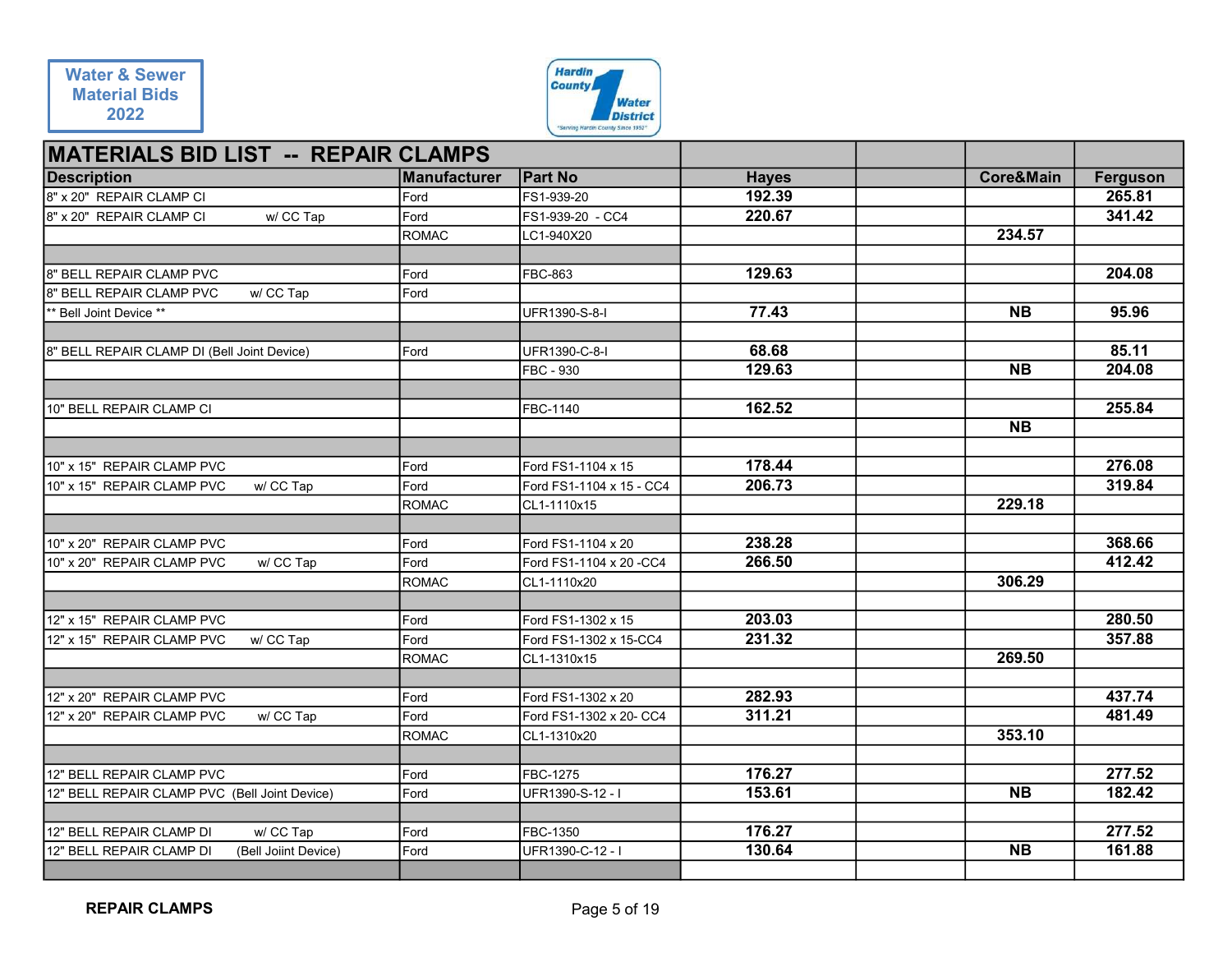Water & Sewer Material Bids 2022

Hardin County Water District — "Serving Hardin County Since 1952"

# MATERIALS BID LIST -- REPAIR CLAMPS

| Description | Manufacturer | Part No | Hayes | | Core&Main | Ferguson |
|---|---|---|---|---|---|---|
| 8" x 20" REPAIR CLAMP CI | Ford | FS1-939-20 | 192.39 | | | 265.81 |
| 8" x 20" REPAIR CLAMP CI w/ CC Tap | Ford | FS1-939-20 - CC4 | 220.67 | | | 341.42 |
| | ROMAC | LC1-940X20 | | | 234.57 | |
| | | | | | | |
| 8" BELL REPAIR CLAMP PVC | Ford | FBC-863 | 129.63 | | | 204.08 |
| 8" BELL REPAIR CLAMP PVC w/ CC Tap | Ford | | | | | |
| ** Bell Joint Device ** | | UFR1390-S-8-I | 77.43 | | NB | 95.96 |
| | | | | | | |
| 8" BELL REPAIR CLAMP DI (Bell Joint Device) | Ford | UFR1390-C-8-I | 68.68 | | | 85.11 |
| | | FBC - 930 | 129.63 | | NB | 204.08 |
| | | | | | | |
| 10" BELL REPAIR CLAMP CI | | FBC-1140 | 162.52 | | | 255.84 |
| | | | | | NB | |
| | | | | | | |
| 10" x 15" REPAIR CLAMP PVC | Ford | Ford FS1-1104 x 15 | 178.44 | | | 276.08 |
| 10" x 15" REPAIR CLAMP PVC w/ CC Tap | Ford | Ford FS1-1104 x 15 - CC4 | 206.73 | | | 319.84 |
| | ROMAC | CL1-1110x15 | | | 229.18 | |
| | | | | | | |
| 10" x 20" REPAIR CLAMP PVC | Ford | Ford FS1-1104 x 20 | 238.28 | | | 368.66 |
| 10" x 20" REPAIR CLAMP PVC w/ CC Tap | Ford | Ford FS1-1104 x 20 -CC4 | 266.50 | | | 412.42 |
| | ROMAC | CL1-1110x20 | | | 306.29 | |
| | | | | | | |
| 12" x 15" REPAIR CLAMP PVC | Ford | Ford FS1-1302 x 15 | 203.03 | | | 280.50 |
| 12" x 15" REPAIR CLAMP PVC w/ CC Tap | Ford | Ford FS1-1302 x 15-CC4 | 231.32 | | | 357.88 |
| | ROMAC | CL1-1310x15 | | | 269.50 | |
| | | | | | | |
| 12" x 20" REPAIR CLAMP PVC | Ford | Ford FS1-1302 x 20 | 282.93 | | | 437.74 |
| 12" x 20" REPAIR CLAMP PVC w/ CC Tap | Ford | Ford FS1-1302 x 20- CC4 | 311.21 | | | 481.49 |
| | ROMAC | CL1-1310x20 | | | 353.10 | |
| | | | | | | |
| 12" BELL REPAIR CLAMP PVC | Ford | FBC-1275 | 176.27 | | | 277.52 |
| 12" BELL REPAIR CLAMP PVC (Bell Joint Device) | Ford | UFR1390-S-12 - I | 153.61 | | NB | 182.42 |
| | | | | | | |
| 12" BELL REPAIR CLAMP DI w/ CC Tap | Ford | FBC-1350 | 176.27 | | | 277.52 |
| 12" BELL REPAIR CLAMP DI (Bell Joiint Device) | Ford | UFR1390-C-12 - I | 130.64 | | NB | 161.88 |
| | | | | | | |

REPAIR CLAMPS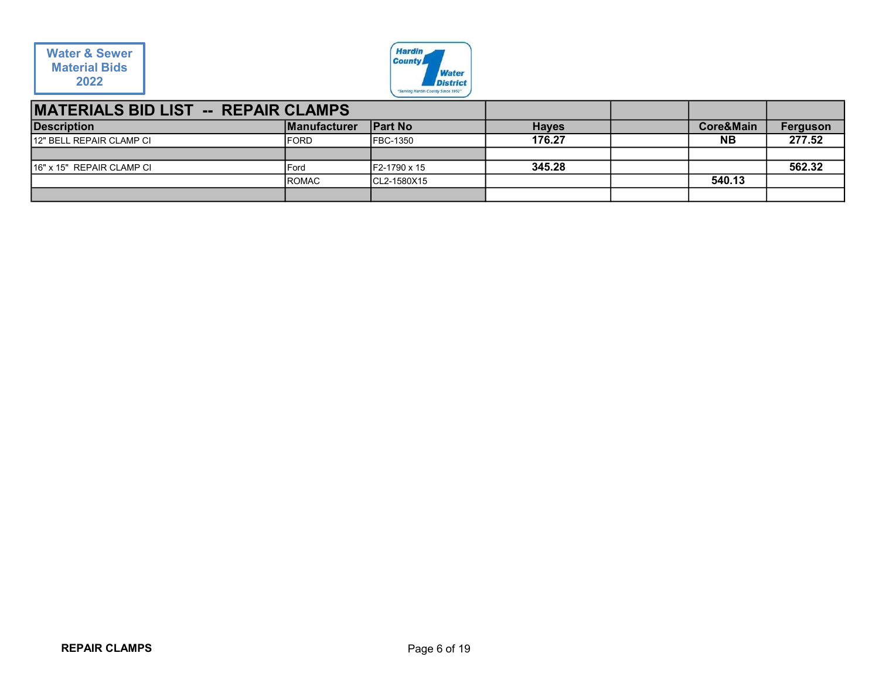Water & Sewer Material Bids 2022

Hardin County Water District 1
"Serving Hardin County Since 1952"

# MATERIALS BID LIST -- REPAIR CLAMPS

| Description | Manufacturer | Part No | Hayes | | Core&Main | Ferguson |
|---|---|---|---|---|---|---|
| 12" BELL REPAIR CLAMP CI | FORD | FBC-1350 | **176.27** | | **NB** | **277.52** |
| | | | | | | |
| 16" x 15" REPAIR CLAMP CI | Ford | F2-1790 x 15 | **345.28** | | | **562.32** |
| | ROMAC | CL2-1580X15 | | | **540.13** | |
| | | | | | | |

**REPAIR CLAMPS**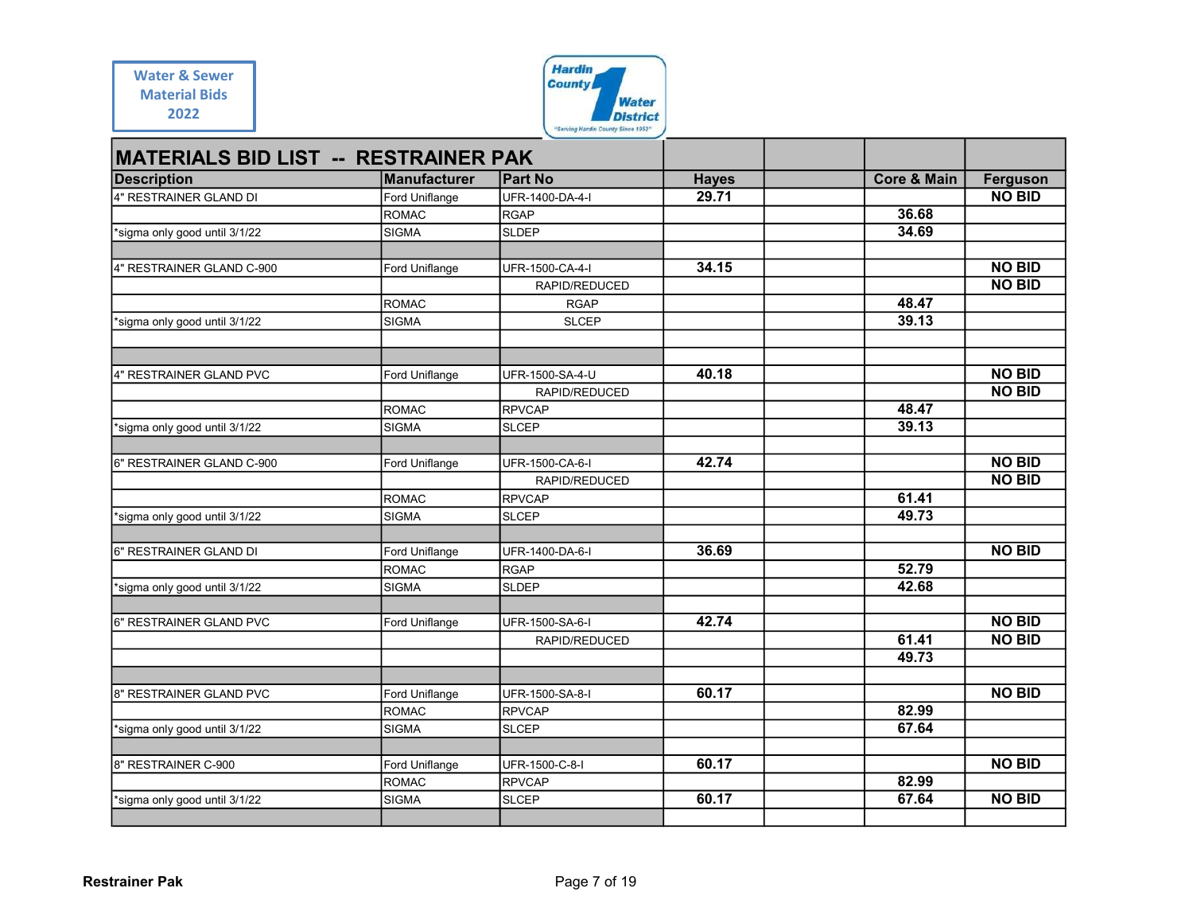Water & Sewer Material Bids 2022

Hardin County Water District 1 — "Serving Hardin County Since 1952"

| MATERIALS BID LIST -- RESTRAINER PAK | | | | | | |
|---|---|---|---|---|---|---|
| **Description** | **Manufacturer** | **Part No** | **Hayes** | | **Core & Main** | **Ferguson** |
| 4" RESTRAINER GLAND DI | Ford Uniflange | UFR-1400-DA-4-I | 29.71 | | | NO BID |
| | ROMAC | RGAP | | | 36.68 | |
| *sigma only good until 3/1/22 | SIGMA | SLDEP | | | 34.69 | |
| | | | | | | |
| 4" RESTRAINER GLAND C-900 | Ford Uniflange | UFR-1500-CA-4-I | 34.15 | | | NO BID |
| | | RAPID/REDUCED | | | | NO BID |
| | ROMAC | RGAP | | | 48.47 | |
| *sigma only good until 3/1/22 | SIGMA | SLCEP | | | 39.13 | |
| | | | | | | |
| | | | | | | |
| 4" RESTRAINER GLAND PVC | Ford Uniflange | UFR-1500-SA-4-U | 40.18 | | | NO BID |
| | | RAPID/REDUCED | | | | NO BID |
| | ROMAC | RPVCAP | | | 48.47 | |
| *sigma only good until 3/1/22 | SIGMA | SLCEP | | | 39.13 | |
| | | | | | | |
| 6" RESTRAINER GLAND C-900 | Ford Uniflange | UFR-1500-CA-6-I | 42.74 | | | NO BID |
| | | RAPID/REDUCED | | | | NO BID |
| | ROMAC | RPVCAP | | | 61.41 | |
| *sigma only good until 3/1/22 | SIGMA | SLCEP | | | 49.73 | |
| | | | | | | |
| 6" RESTRAINER GLAND DI | Ford Uniflange | UFR-1400-DA-6-I | 36.69 | | | NO BID |
| | ROMAC | RGAP | | | 52.79 | |
| *sigma only good until 3/1/22 | SIGMA | SLDEP | | | 42.68 | |
| | | | | | | |
| 6" RESTRAINER GLAND PVC | Ford Uniflange | UFR-1500-SA-6-I | 42.74 | | | NO BID |
| | | RAPID/REDUCED | | | 61.41 | NO BID |
| | | | | | 49.73 | |
| | | | | | | |
| 8" RESTRAINER GLAND PVC | Ford Uniflange | UFR-1500-SA-8-I | 60.17 | | | NO BID |
| | ROMAC | RPVCAP | | | 82.99 | |
| *sigma only good until 3/1/22 | SIGMA | SLCEP | | | 67.64 | |
| | | | | | | |
| 8" RESTRAINER C-900 | Ford Uniflange | UFR-1500-C-8-I | 60.17 | | | NO BID |
| | ROMAC | RPVCAP | | | 82.99 | |
| *sigma only good until 3/1/22 | SIGMA | SLCEP | 60.17 | | 67.64 | NO BID |
| | | | | | | |

Restrainer Pak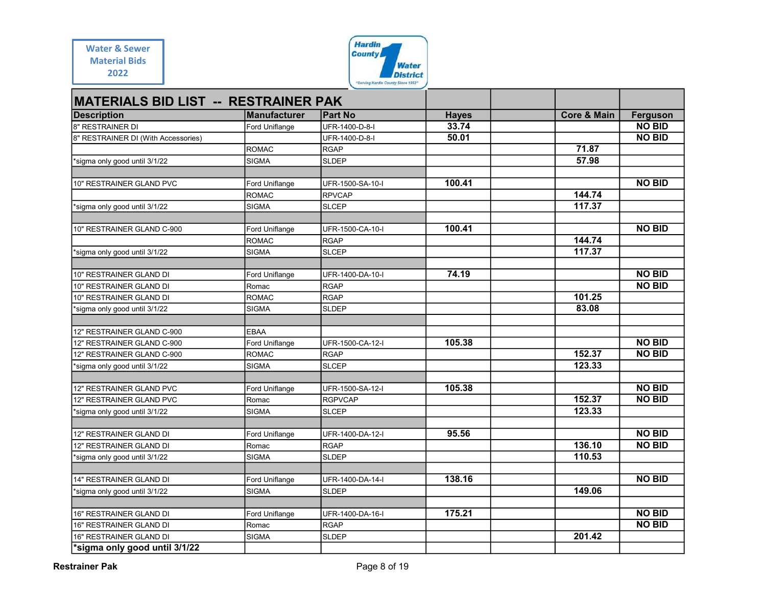Water & Sewer Material Bids 2022

Hardin County Water District 1 — "Serving Hardin County Since 1952"

| MATERIALS BID LIST -- RESTRAINER PAK | | | | | | |
|---|---|---|---|---|---|---|
| **Description** | **Manufacturer** | **Part No** | **Hayes** | | **Core & Main** | **Ferguson** |
| 8" RESTRAINER DI | Ford Uniflange | UFR-1400-D-8-I | 33.74 | | | NO BID |
| 8" RESTRAINER DI (With Accessories) | | UFR-1400-D-8-I | 50.01 | | | NO BID |
| | ROMAC | RGAP | | | 71.87 | |
| *sigma only good until 3/1/22 | SIGMA | SLDEP | | | 57.98 | |
| | | | | | | |
| 10" RESTRAINER GLAND PVC | Ford Uniflange | UFR-1500-SA-10-I | 100.41 | | | NO BID |
| | ROMAC | RPVCAP | | | 144.74 | |
| *sigma only good until 3/1/22 | SIGMA | SLCEP | | | 117.37 | |
| | | | | | | |
| 10" RESTRAINER GLAND C-900 | Ford Uniflange | UFR-1500-CA-10-I | 100.41 | | | NO BID |
| | ROMAC | RGAP | | | 144.74 | |
| *sigma only good until 3/1/22 | SIGMA | SLCEP | | | 117.37 | |
| | | | | | | |
| 10" RESTRAINER GLAND DI | Ford Uniflange | UFR-1400-DA-10-I | 74.19 | | | NO BID |
| 10" RESTRAINER GLAND DI | Romac | RGAP | | | | NO BID |
| 10" RESTRAINER GLAND DI | ROMAC | RGAP | | | 101.25 | |
| *sigma only good until 3/1/22 | SIGMA | SLDEP | | | 83.08 | |
| | | | | | | |
| 12" RESTRAINER GLAND C-900 | EBAA | | | | | |
| 12" RESTRAINER GLAND C-900 | Ford Uniflange | UFR-1500-CA-12-I | 105.38 | | | NO BID |
| 12" RESTRAINER GLAND C-900 | ROMAC | RGAP | | | 152.37 | NO BID |
| *sigma only good until 3/1/22 | SIGMA | SLCEP | | | 123.33 | |
| | | | | | | |
| 12" RESTRAINER GLAND PVC | Ford Uniflange | UFR-1500-SA-12-I | 105.38 | | | NO BID |
| 12" RESTRAINER GLAND PVC | Romac | RGPVCAP | | | 152.37 | NO BID |
| *sigma only good until 3/1/22 | SIGMA | SLCEP | | | 123.33 | |
| | | | | | | |
| 12" RESTRAINER GLAND DI | Ford Uniflange | UFR-1400-DA-12-I | 95.56 | | | NO BID |
| 12" RESTRAINER GLAND DI | Romac | RGAP | | | 136.10 | NO BID |
| *sigma only good until 3/1/22 | SIGMA | SLDEP | | | 110.53 | |
| | | | | | | |
| 14" RESTRAINER GLAND DI | Ford Uniflange | UFR-1400-DA-14-I | 138.16 | | | NO BID |
| *sigma only good until 3/1/22 | SIGMA | SLDEP | | | 149.06 | |
| | | | | | | |
| 16" RESTRAINER GLAND DI | Ford Uniflange | UFR-1400-DA-16-I | 175.21 | | | NO BID |
| 16" RESTRAINER GLAND DI | Romac | RGAP | | | | NO BID |
| 16" RESTRAINER GLAND DI | SIGMA | SLDEP | | | 201.42 | |
| ***sigma only good until 3/1/22** | | | | | | |

**Restrainer Pak**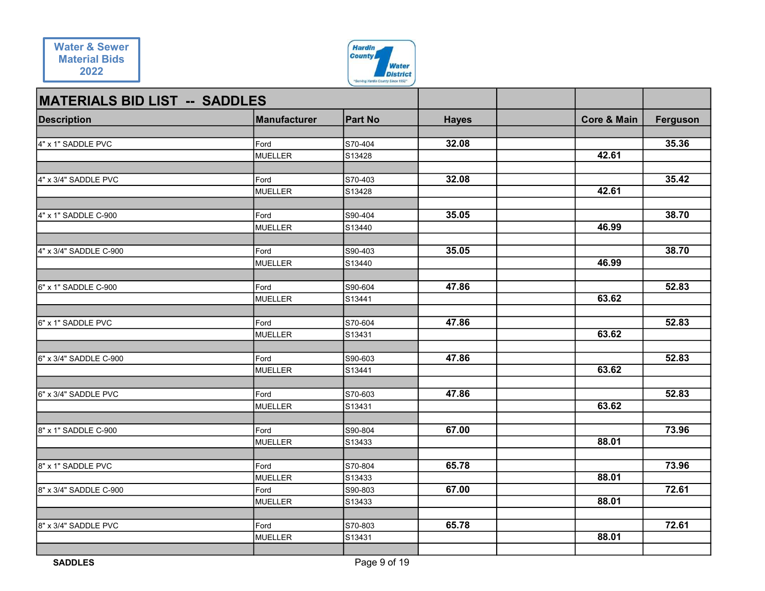Water & Sewer Material Bids 2022

Hardin County Water District 1

## MATERIALS BID LIST -- SADDLES

| Description | Manufacturer | Part No | Hayes | | Core & Main | Ferguson |
|---|---|---|---|---|---|---|
| 4" x 1" SADDLE PVC | Ford | S70-404 | 32.08 | | | 35.36 |
| | MUELLER | S13428 | | | 42.61 | |
| 4" x 3/4" SADDLE PVC | Ford | S70-403 | 32.08 | | | 35.42 |
| | MUELLER | S13428 | | | 42.61 | |
| 4" x 1" SADDLE C-900 | Ford | S90-404 | 35.05 | | | 38.70 |
| | MUELLER | S13440 | | | 46.99 | |
| 4" x 3/4" SADDLE C-900 | Ford | S90-403 | 35.05 | | | 38.70 |
| | MUELLER | S13440 | | | 46.99 | |
| 6" x 1" SADDLE C-900 | Ford | S90-604 | 47.86 | | | 52.83 |
| | MUELLER | S13441 | | | 63.62 | |
| 6" x 1" SADDLE PVC | Ford | S70-604 | 47.86 | | | 52.83 |
| | MUELLER | S13431 | | | 63.62 | |
| 6" x 3/4" SADDLE C-900 | Ford | S90-603 | 47.86 | | | 52.83 |
| | MUELLER | S13441 | | | 63.62 | |
| 6" x 3/4" SADDLE PVC | Ford | S70-603 | 47.86 | | | 52.83 |
| | MUELLER | S13431 | | | 63.62 | |
| 8" x 1" SADDLE C-900 | Ford | S90-804 | 67.00 | | | 73.96 |
| | MUELLER | S13433 | | | 88.01 | |
| 8" x 1" SADDLE PVC | Ford | S70-804 | 65.78 | | | 73.96 |
| | MUELLER | S13433 | | | 88.01 | |
| 8" x 3/4" SADDLE C-900 | Ford | S90-803 | 67.00 | | | 72.61 |
| | MUELLER | S13433 | | | 88.01 | |
| 8" x 3/4" SADDLE PVC | Ford | S70-803 | 65.78 | | | 72.61 |
| | MUELLER | S13431 | | | 88.01 | |

SADDLES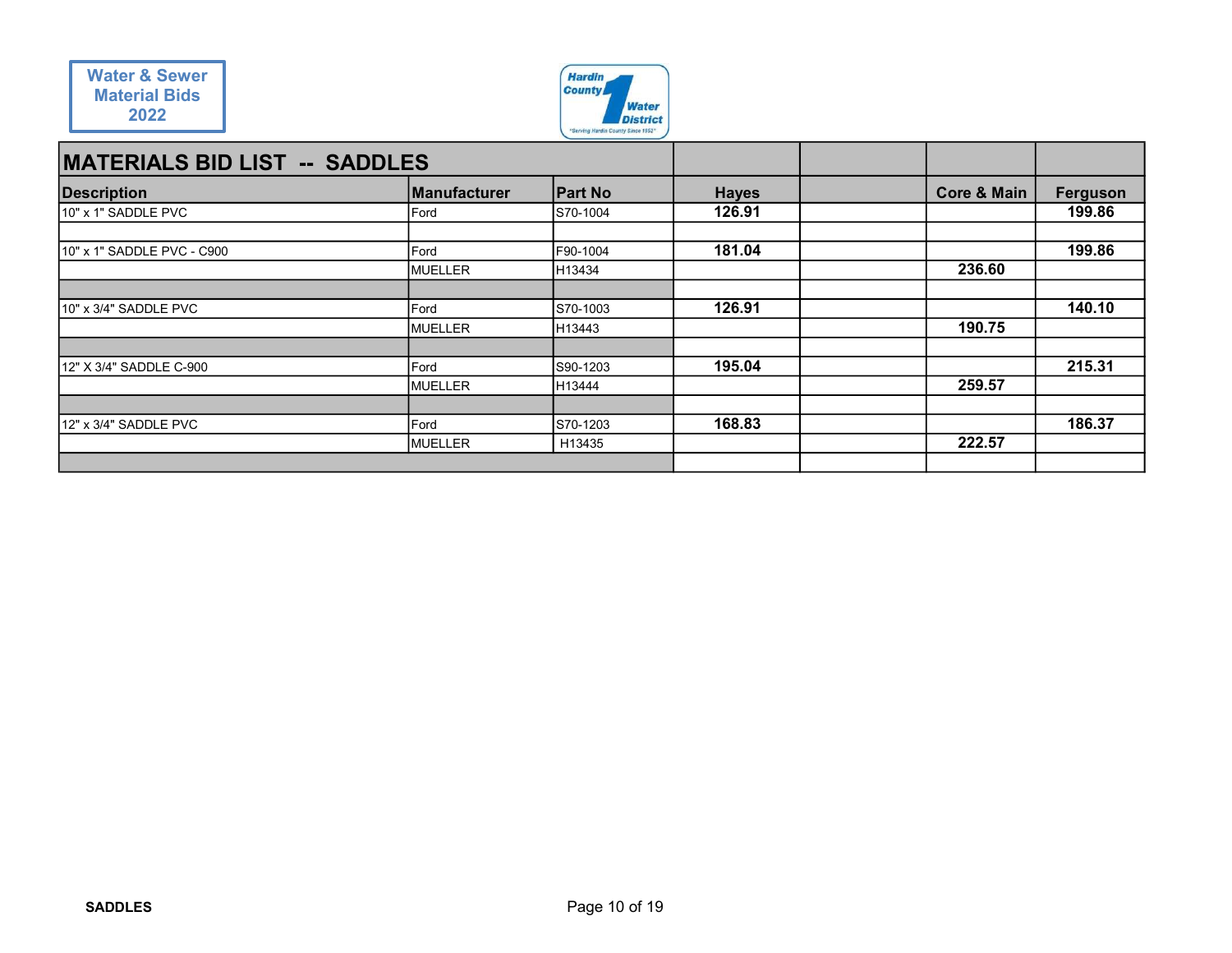Water & Sewer Material Bids 2022

Hardin County Water District 1 "Serving Hardin County Since 1952"

## MATERIALS BID LIST -- SADDLES

| Description | Manufacturer | Part No | Hayes | | Core & Main | Ferguson |
|---|---|---|---|---|---|---|
| 10" x 1" SADDLE PVC | Ford | S70-1004 | 126.91 | | | 199.86 |
| | | | | | | |
| 10" x 1" SADDLE PVC - C900 | Ford | F90-1004 | 181.04 | | | 199.86 |
| | MUELLER | H13434 | | | 236.60 | |
| | | | | | | |
| 10" x 3/4" SADDLE PVC | Ford | S70-1003 | 126.91 | | | 140.10 |
| | MUELLER | H13443 | | | 190.75 | |
| | | | | | | |
| 12" X 3/4" SADDLE C-900 | Ford | S90-1203 | 195.04 | | | 215.31 |
| | MUELLER | H13444 | | | 259.57 | |
| | | | | | | |
| 12" x 3/4" SADDLE PVC | Ford | S70-1203 | 168.83 | | | 186.37 |
| | MUELLER | H13435 | | | 222.57 | |
| | | | | | | |

SADDLES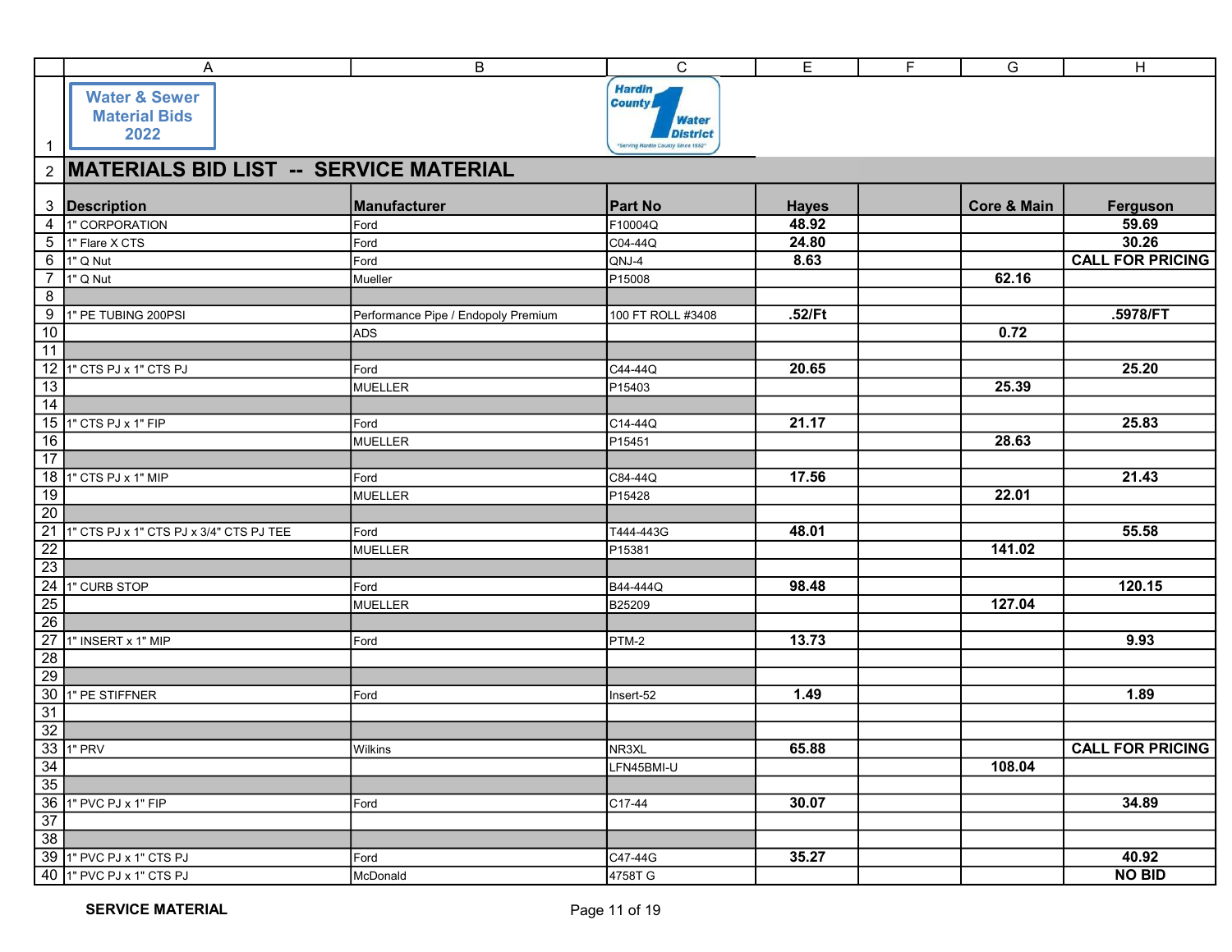Water & Sewer Material Bids 2022

Hardin County Water District 1 — "Serving Hardin County Since 1952"

## MATERIALS BID LIST -- SERVICE MATERIAL

| Description | Manufacturer | Part No | Hayes | | Core & Main | Ferguson |
|---|---|---|---|---|---|---|
| 1" CORPORATION | Ford | F10004Q | 48.92 | | | 59.69 |
| 1" Flare X CTS | Ford | C04-44Q | 24.80 | | | 30.26 |
| 1" Q Nut | Ford | QNJ-4 | 8.63 | | | CALL FOR PRICING |
| 1" Q Nut | Mueller | P15008 | | | 62.16 | |
| | | | | | | |
| 1" PE TUBING 200PSI | Performance Pipe / Endopoly Premium | 100 FT ROLL #3408 | .52/Ft | | | .5978/FT |
| | ADS | | | | 0.72 | |
| | | | | | | |
| 1" CTS PJ x 1" CTS PJ | Ford | C44-44Q | 20.65 | | | 25.20 |
| | MUELLER | P15403 | | | 25.39 | |
| | | | | | | |
| 1" CTS PJ x 1" FIP | Ford | C14-44Q | 21.17 | | | 25.83 |
| | MUELLER | P15451 | | | 28.63 | |
| | | | | | | |
| 1" CTS PJ x 1" MIP | Ford | C84-44Q | 17.56 | | | 21.43 |
| | MUELLER | P15428 | | | 22.01 | |
| | | | | | | |
| 1" CTS PJ x 1" CTS PJ x 3/4" CTS PJ TEE | Ford | T444-443G | 48.01 | | | 55.58 |
| | MUELLER | P15381 | | | 141.02 | |
| | | | | | | |
| 1" CURB STOP | Ford | B44-444Q | 98.48 | | | 120.15 |
| | MUELLER | B25209 | | | 127.04 | |
| | | | | | | |
| 1" INSERT x 1" MIP | Ford | PTM-2 | 13.73 | | | 9.93 |
| | | | | | | |
| | | | | | | |
| 1" PE STIFFNER | Ford | Insert-52 | 1.49 | | | 1.89 |
| | | | | | | |
| | | | | | | |
| 1" PRV | Wilkins | NR3XL | 65.88 | | | CALL FOR PRICING |
| | | LFN45BMI-U | | | 108.04 | |
| | | | | | | |
| 1" PVC PJ x 1" FIP | Ford | C17-44 | 30.07 | | | 34.89 |
| | | | | | | |
| | | | | | | |
| 1" PVC PJ x 1" CTS PJ | Ford | C47-44G | 35.27 | | | 40.92 |
| 1" PVC PJ x 1" CTS PJ | McDonald | 4758T G | | | | NO BID |

SERVICE MATERIAL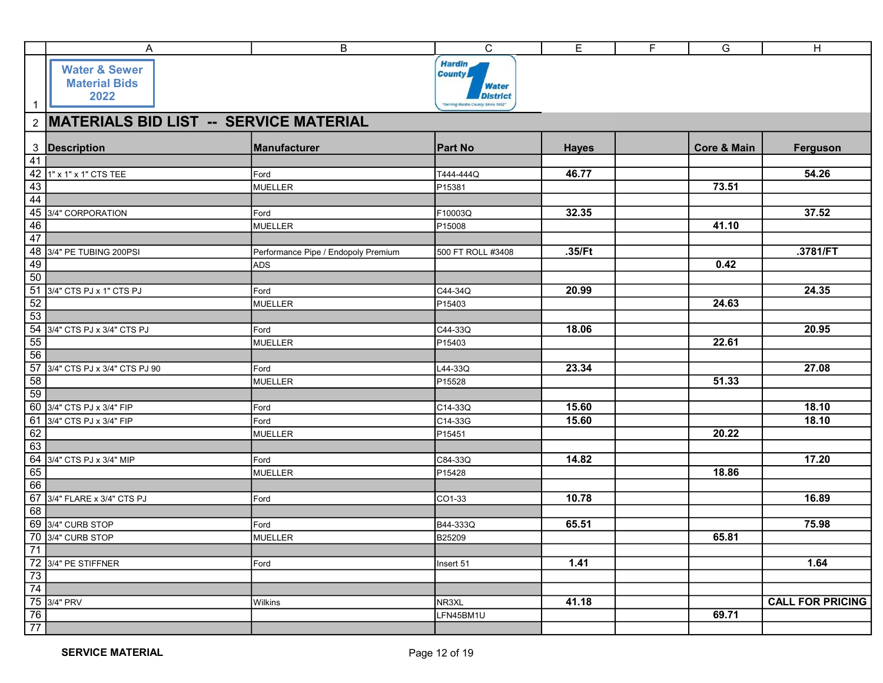Water & Sewer Material Bids 2022

Hardin County Water District

## MATERIALS BID LIST -- SERVICE MATERIAL

| Description | Manufacturer | Part No | Hayes | | Core & Main | Ferguson |
|---|---|---|---|---|---|---|
| | | | | | | |
| 1" x 1" x 1" CTS TEE | Ford | T444-444Q | 46.77 | | | 54.26 |
| | MUELLER | P15381 | | | 73.51 | |
| | | | | | | |
| 3/4" CORPORATION | Ford | F10003Q | 32.35 | | | 37.52 |
| | MUELLER | P15008 | | | 41.10 | |
| | | | | | | |
| 3/4" PE TUBING 200PSI | Performance Pipe / Endopoly Premium | 500 FT ROLL #3408 | .35/Ft | | | .3781/FT |
| | ADS | | | | 0.42 | |
| | | | | | | |
| 3/4" CTS PJ x 1" CTS PJ | Ford | C44-34Q | 20.99 | | | 24.35 |
| | MUELLER | P15403 | | | 24.63 | |
| | | | | | | |
| 3/4" CTS PJ x 3/4" CTS PJ | Ford | C44-33Q | 18.06 | | | 20.95 |
| | MUELLER | P15403 | | | 22.61 | |
| | | | | | | |
| 3/4" CTS PJ x 3/4" CTS PJ 90 | Ford | L44-33Q | 23.34 | | | 27.08 |
| | MUELLER | P15528 | | | 51.33 | |
| | | | | | | |
| 3/4" CTS PJ x 3/4" FIP | Ford | C14-33Q | 15.60 | | | 18.10 |
| 3/4" CTS PJ x 3/4" FIP | Ford | C14-33G | 15.60 | | | 18.10 |
| | MUELLER | P15451 | | | 20.22 | |
| | | | | | | |
| 3/4" CTS PJ x 3/4" MIP | Ford | C84-33Q | 14.82 | | | 17.20 |
| | MUELLER | P15428 | | | 18.86 | |
| | | | | | | |
| 3/4" FLARE x 3/4" CTS PJ | Ford | CO1-33 | 10.78 | | | 16.89 |
| | | | | | | |
| 3/4" CURB STOP | Ford | B44-333Q | 65.51 | | | 75.98 |
| 3/4" CURB STOP | MUELLER | B25209 | | | 65.81 | |
| | | | | | | |
| 3/4" PE STIFFNER | Ford | Insert 51 | 1.41 | | | 1.64 |
| | | | | | | |
| | | | | | | |
| 3/4" PRV | Wilkins | NR3XL | 41.18 | | | CALL FOR PRICING |
| | | LFN45BM1U | | | 69.71 | |
| | | | | | | |

SERVICE MATERIAL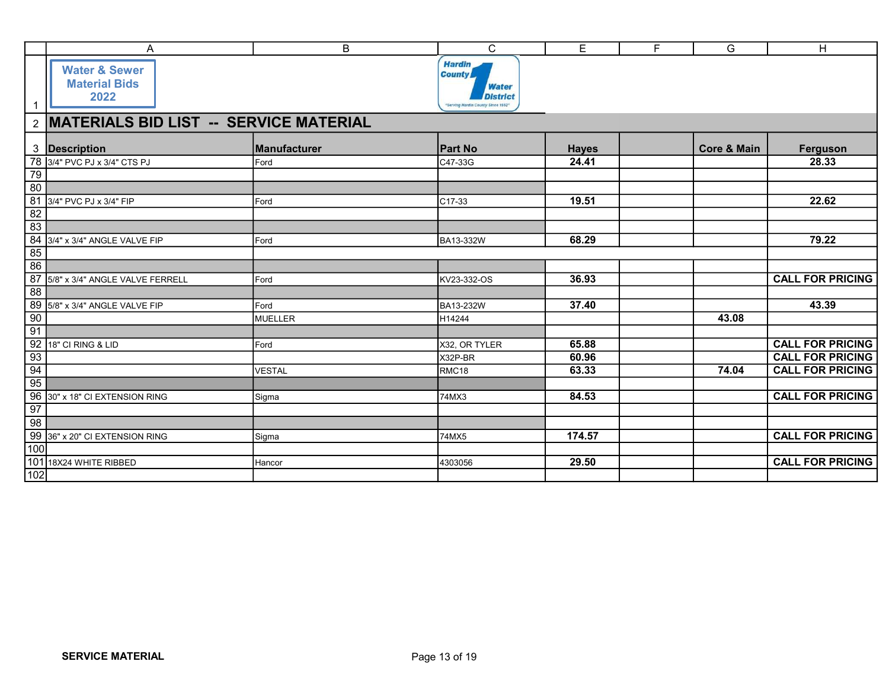Water & Sewer Material Bids 2022

Hardin County Water District 1 — "Serving Hardin County Since 1952"

## MATERIALS BID LIST -- SERVICE MATERIAL

| Row | Description | Manufacturer | Part No | Hayes | F | Core & Main | Ferguson |
|---|---|---|---|---|---|---|---|
| 78 | 3/4" PVC PJ x 3/4" CTS PJ | Ford | C47-33G | 24.41 | | | 28.33 |
| 79 | | | | | | | |
| 80 | | | | | | | |
| 81 | 3/4" PVC PJ x 3/4" FIP | Ford | C17-33 | 19.51 | | | 22.62 |
| 82 | | | | | | | |
| 83 | | | | | | | |
| 84 | 3/4" x 3/4" ANGLE VALVE FIP | Ford | BA13-332W | 68.29 | | | 79.22 |
| 85 | | | | | | | |
| 86 | | | | | | | |
| 87 | 5/8" x 3/4" ANGLE VALVE FERRELL | Ford | KV23-332-OS | 36.93 | | | CALL FOR PRICING |
| 88 | | | | | | | |
| 89 | 5/8" x 3/4" ANGLE VALVE FIP | Ford | BA13-232W | 37.40 | | | 43.39 |
| 90 | | MUELLER | H14244 | | | 43.08 | |
| 91 | | | | | | | |
| 92 | 18" CI RING & LID | Ford | X32, OR TYLER | 65.88 | | | CALL FOR PRICING |
| 93 | | | X32P-BR | 60.96 | | | CALL FOR PRICING |
| 94 | | VESTAL | RMC18 | 63.33 | | 74.04 | CALL FOR PRICING |
| 95 | | | | | | | |
| 96 | 30" x 18" CI EXTENSION RING | Sigma | 74MX3 | 84.53 | | | CALL FOR PRICING |
| 97 | | | | | | | |
| 98 | | | | | | | |
| 99 | 36" x 20" CI EXTENSION RING | Sigma | 74MX5 | 174.57 | | | CALL FOR PRICING |
| 100 | | | | | | | |
| 101 | 18X24 WHITE RIBBED | Hancor | 4303056 | 29.50 | | | CALL FOR PRICING |
| 102 | | | | | | | |

SERVICE MATERIAL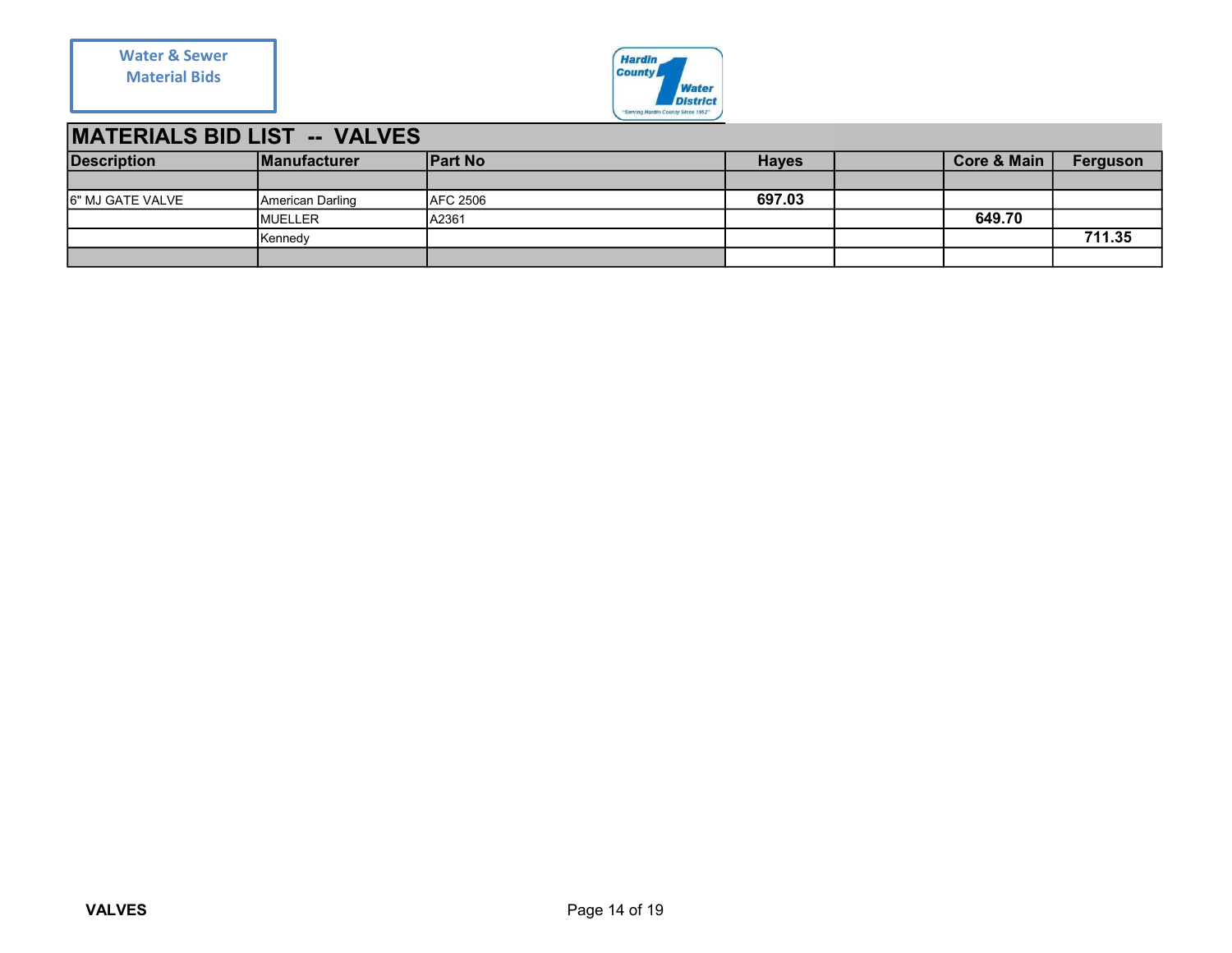Water & Sewer
Material Bids

Hardin County 1 Water District
"Serving Hardin County Since 1952"

## MATERIALS BID LIST -- VALVES

| Description | Manufacturer | Part No | Hayes | | Core & Main | Ferguson |
|---|---|---|---|---|---|---|
| | | | | | | |
| 6" MJ GATE VALVE | American Darling | AFC 2506 | **697.03** | | | |
| | MUELLER | A2361 | | | **649.70** | |
| | Kennedy | | | | | **711.35** |
| | | | | | | |

**VALVES**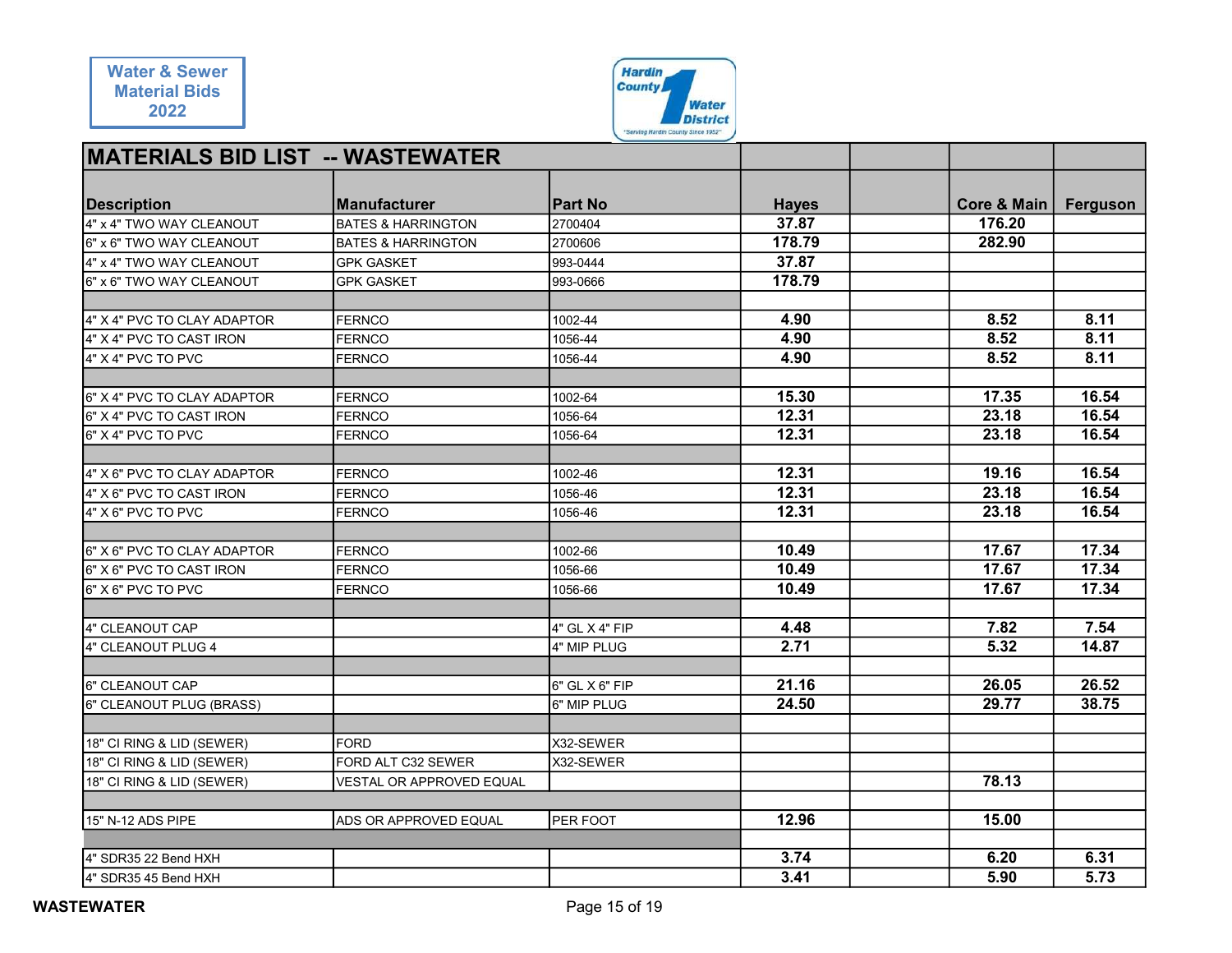Water & Sewer Material Bids 2022

Hardin County Water District 1 — "Serving Hardin County Since 1952"

# MATERIALS BID LIST -- WASTEWATER

| Description | Manufacturer | Part No | Hayes | | Core & Main | Ferguson |
|---|---|---|---|---|---|---|
| 4" x 4" TWO WAY CLEANOUT | BATES & HARRINGTON | 2700404 | 37.87 | | 176.20 | |
| 6" x 6" TWO WAY CLEANOUT | BATES & HARRINGTON | 2700606 | 178.79 | | 282.90 | |
| 4" x 4" TWO WAY CLEANOUT | GPK GASKET | 993-0444 | 37.87 | | | |
| 6" x 6" TWO WAY CLEANOUT | GPK GASKET | 993-0666 | 178.79 | | | |
| | | | | | | |
| 4" X 4" PVC TO CLAY ADAPTOR | FERNCO | 1002-44 | 4.90 | | 8.52 | 8.11 |
| 4" X 4" PVC TO CAST IRON | FERNCO | 1056-44 | 4.90 | | 8.52 | 8.11 |
| 4" X 4" PVC TO PVC | FERNCO | 1056-44 | 4.90 | | 8.52 | 8.11 |
| | | | | | | |
| 6" X 4" PVC TO CLAY ADAPTOR | FERNCO | 1002-64 | 15.30 | | 17.35 | 16.54 |
| 6" X 4" PVC TO CAST IRON | FERNCO | 1056-64 | 12.31 | | 23.18 | 16.54 |
| 6" X 4" PVC TO PVC | FERNCO | 1056-64 | 12.31 | | 23.18 | 16.54 |
| | | | | | | |
| 4" X 6" PVC TO CLAY ADAPTOR | FERNCO | 1002-46 | 12.31 | | 19.16 | 16.54 |
| 4" X 6" PVC TO CAST IRON | FERNCO | 1056-46 | 12.31 | | 23.18 | 16.54 |
| 4" X 6" PVC TO PVC | FERNCO | 1056-46 | 12.31 | | 23.18 | 16.54 |
| | | | | | | |
| 6" X 6" PVC TO CLAY ADAPTOR | FERNCO | 1002-66 | 10.49 | | 17.67 | 17.34 |
| 6" X 6" PVC TO CAST IRON | FERNCO | 1056-66 | 10.49 | | 17.67 | 17.34 |
| 6" X 6" PVC TO PVC | FERNCO | 1056-66 | 10.49 | | 17.67 | 17.34 |
| | | | | | | |
| 4" CLEANOUT CAP | | 4" GL X 4" FIP | 4.48 | | 7.82 | 7.54 |
| 4" CLEANOUT PLUG 4 | | 4" MIP PLUG | 2.71 | | 5.32 | 14.87 |
| | | | | | | |
| 6" CLEANOUT CAP | | 6" GL X 6" FIP | 21.16 | | 26.05 | 26.52 |
| 6" CLEANOUT PLUG (BRASS) | | 6" MIP PLUG | 24.50 | | 29.77 | 38.75 |
| | | | | | | |
| 18" CI RING & LID (SEWER) | FORD | X32-SEWER | | | | |
| 18" CI RING & LID (SEWER) | FORD ALT C32 SEWER | X32-SEWER | | | | |
| 18" CI RING & LID (SEWER) | VESTAL OR APPROVED EQUAL | | | | 78.13 | |
| | | | | | | |
| 15" N-12 ADS PIPE | ADS OR APPROVED EQUAL | PER FOOT | 12.96 | | 15.00 | |
| | | | | | | |
| 4" SDR35 22 Bend HXH | | | 3.74 | | 6.20 | 6.31 |
| 4" SDR35 45 Bend HXH | | | 3.41 | | 5.90 | 5.73 |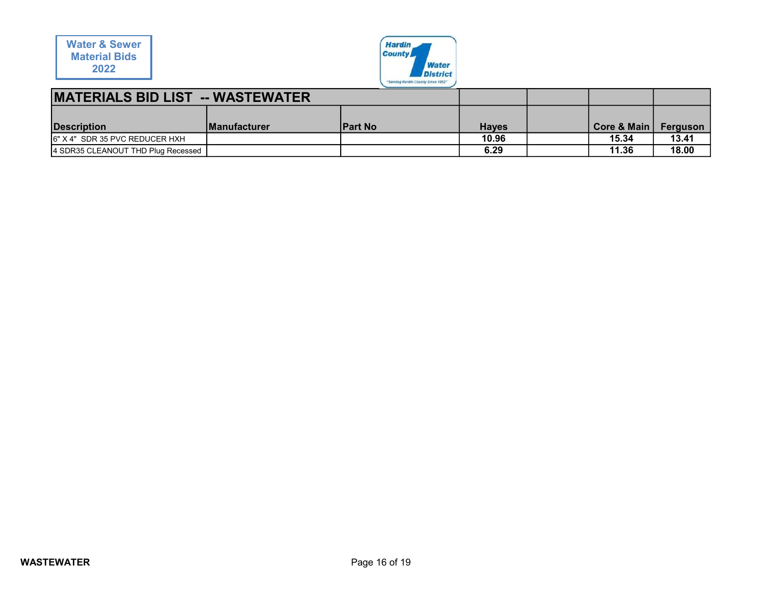Water & Sewer Material Bids 2022

Hardin County Water District 1 — "Serving Hardin County Since 1952"

| MATERIALS BID LIST -- WASTEWATER | | | | | | |
|---|---|---|---|---|---|---|
| Description | Manufacturer | Part No | Hayes | | Core & Main | Ferguson |
| 6" X 4" SDR 35 PVC REDUCER HXH | | | 10.96 | | 15.34 | 13.41 |
| 4 SDR35 CLEANOUT THD Plug Recessed | | | 6.29 | | 11.36 | 18.00 |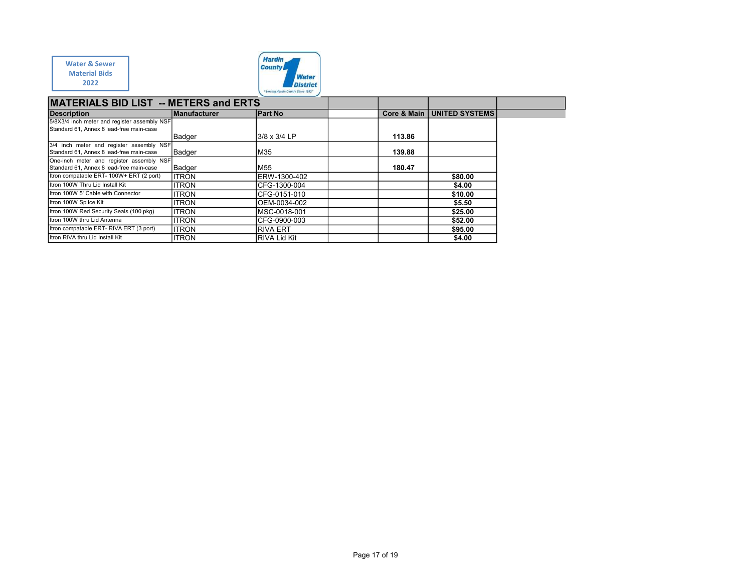Water & Sewer
Material Bids
2022

Hardin County Water District 1
"Serving Hardin County Since 1952"

## MATERIALS BID LIST -- METERS and ERTS

| Description | Manufacturer | Part No | | Core & Main | UNITED SYSTEMS | |
|---|---|---|---|---|---|---|
| 5/8X3/4 inch meter and register assembly NSF Standard 61, Annex 8 lead-free main-case | Badger | 3/8 x 3/4 LP | | 113.86 | | |
| 3/4 inch meter and register assembly NSF Standard 61, Annex 8 lead-free main-case | Badger | M35 | | 139.88 | | |
| One-inch meter and register assembly NSF Standard 61, Annex 8 lead-free main-case | Badger | M55 | | 180.47 | | |
| Itron compatable ERT- 100W+ ERT (2 port) | ITRON | ERW-1300-402 | | | $80.00 | |
| Itron 100W Thru Lid Install Kit | ITRON | CFG-1300-004 | | | $4.00 | |
| Itron 100W 5' Cable with Connector | ITRON | CFG-0151-010 | | | $10.00 | |
| Itron 100W Splice Kit | ITRON | OEM-0034-002 | | | $5.50 | |
| Itron 100W Red Security Seals (100 pkg) | ITRON | MSC-0018-001 | | | $25.00 | |
| Itron 100W thru Lid Antenna | ITRON | CFG-0900-003 | | | $52.00 | |
| Itron compatable ERT- RIVA ERT (3 port) | ITRON | RIVA ERT | | | $95.00 | |
| Itron RIVA thru Lid Install Kit | ITRON | RIVA Lid Kit | | | $4.00 | |